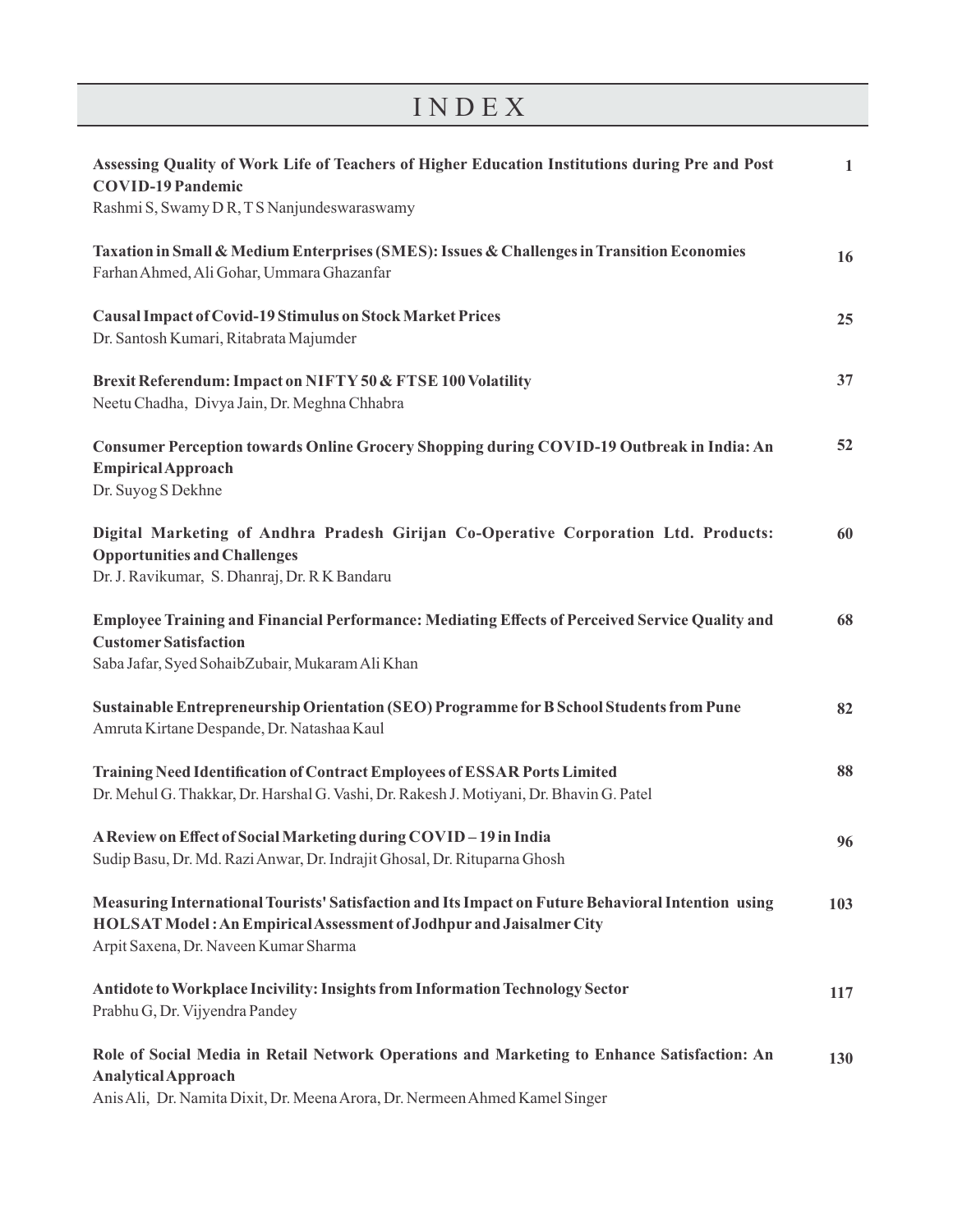# INDEX

| | |
|---|---|
| **Assessing Quality of Work Life of Teachers of Higher Education Institutions during Pre and Post COVID-19 Pandemic**<br>Rashmi S, Swamy D R, T S Nanjundeswaraswamy | **1** |
| **Taxation in Small & Medium Enterprises (SMES): Issues & Challenges in Transition Economies**<br>Farhan Ahmed, Ali Gohar, Ummara Ghazanfar | **16** |
| **Causal Impact of Covid-19 Stimulus on Stock Market Prices**<br>Dr. Santosh Kumari, Ritabrata Majumder | **25** |
| **Brexit Referendum: Impact on NIFTY 50 & FTSE 100 Volatility**<br>Neetu Chadha, Divya Jain, Dr. Meghna Chhabra | **37** |
| **Consumer Perception towards Online Grocery Shopping during COVID-19 Outbreak in India: An Empirical Approach**<br>Dr. Suyog S Dekhne | **52** |
| **Digital Marketing of Andhra Pradesh Girijan Co-Operative Corporation Ltd. Products: Opportunities and Challenges**<br>Dr. J. Ravikumar, S. Dhanraj, Dr. R K Bandaru | **60** |
| **Employee Training and Financial Performance: Mediating Effects of Perceived Service Quality and Customer Satisfaction**<br>Saba Jafar, Syed SohaibZubair, Mukaram Ali Khan | **68** |
| **Sustainable Entrepreneurship Orientation (SEO) Programme for B School Students from Pune**<br>Amruta Kirtane Despande, Dr. Natashaa Kaul | **82** |
| **Training Need Identification of Contract Employees of ESSAR Ports Limited**<br>Dr. Mehul G. Thakkar, Dr. Harshal G. Vashi, Dr. Rakesh J. Motiyani, Dr. Bhavin G. Patel | **88** |
| **A Review on Effect of Social Marketing during COVID – 19 in India**<br>Sudip Basu, Dr. Md. Razi Anwar, Dr. Indrajit Ghosal, Dr. Rituparna Ghosh | **96** |
| **Measuring International Tourists' Satisfaction and Its Impact on Future Behavioral Intention using HOLSAT Model : An Empirical Assessment of Jodhpur and Jaisalmer City**<br>Arpit Saxena, Dr. Naveen Kumar Sharma | **103** |
| **Antidote to Workplace Incivility: Insights from Information Technology Sector**<br>Prabhu G, Dr. Vijyendra Pandey | **117** |
| **Role of Social Media in Retail Network Operations and Marketing to Enhance Satisfaction: An Analytical Approach**<br>Anis Ali, Dr. Namita Dixit, Dr. Meena Arora, Dr. Nermeen Ahmed Kamel Singer | **130** |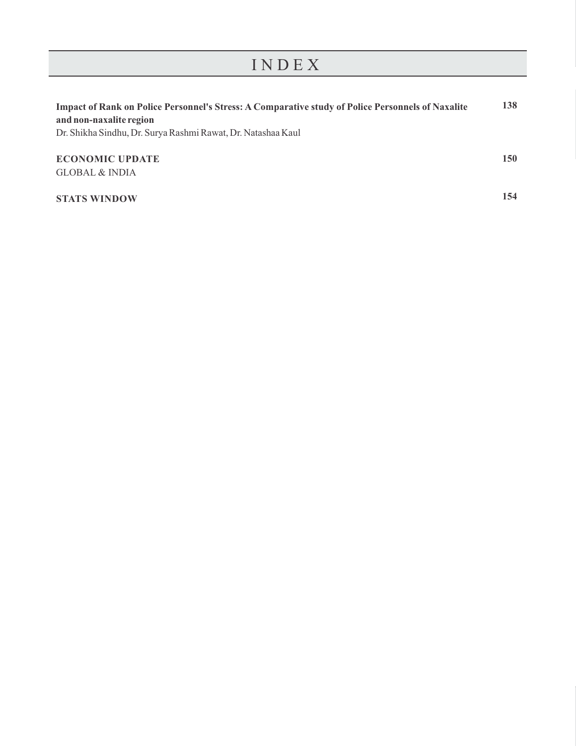# INDEX

| | |
|---|---|
| **Impact of Rank on Police Personnel's Stress: A Comparative study of Police Personnels of Naxalite and non-naxalite region**<br>Dr. Shikha Sindhu, Dr. Surya Rashmi Rawat, Dr. Natashaa Kaul | **138** |
| **ECONOMIC UPDATE**<br>GLOBAL & INDIA | **150** |
| **STATS WINDOW** | **154** |